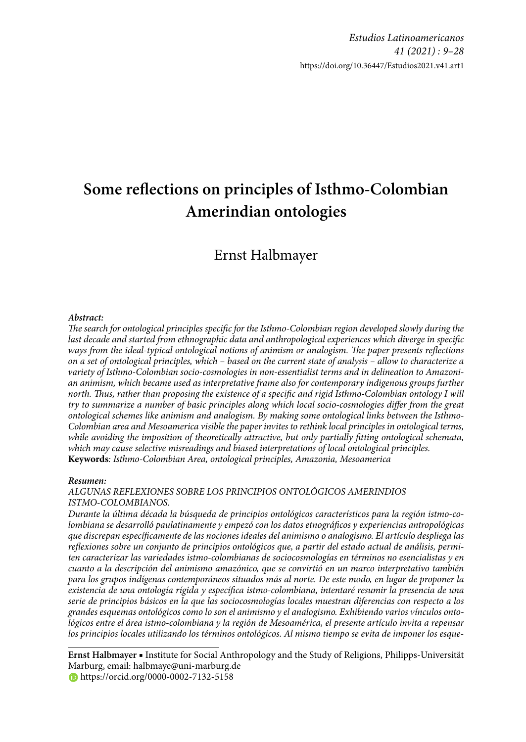# Some reflections on principles of Isthmo-Colombian Amerindian ontologies

## Ernst Halbmayer

***Abstract:***

*The search for ontological principles specific for the Isthmo-Colombian region developed slowly during the last decade and started from ethnographic data and anthropological experiences which diverge in specific ways from the ideal-typical ontological notions of animism or analogism. The paper presents reflections on a set of ontological principles, which – based on the current state of analysis – allow to characterize a variety of Isthmo-Colombian socio-cosmologies in non-essentialist terms and in delineation to Amazonian animism, which became used as interpretative frame also for contemporary indigenous groups further north. Thus, rather than proposing the existence of a specific and rigid Isthmo-Colombian ontology I will try to summarize a number of basic principles along which local socio-cosmologies differ from the great ontological schemes like animism and analogism. By making some ontological links between the Isthmo-Colombian area and Mesoamerica visible the paper invites to rethink local principles in ontological terms, while avoiding the imposition of theoretically attractive, but only partially fitting ontological schemata, which may cause selective misreadings and biased interpretations of local ontological principles.*

**Keywords***: Isthmo-Colombian Area, ontological principles, Amazonia, Mesoamerica*

***Resumen:***

*ALGUNAS REFLEXIONES SOBRE LOS PRINCIPIOS ONTOLÓGICOS AMERINDIOS ISTMO-COLOMBIANOS.*

*Durante la última década la búsqueda de principios ontológicos característicos para la región istmo-colombiana se desarrolló paulatinamente y empezó con los datos etnográficos y experiencias antropológicas que discrepan específicamente de las nociones ideales del animismo o analogismo. El artículo despliega las reflexiones sobre un conjunto de principios ontológicos que, a partir del estado actual de análisis, permiten caracterizar las variedades istmo-colombianas de sociocosmologías en términos no esencialistas y en cuanto a la descripción del animismo amazónico, que se convirtió en un marco interpretativo también para los grupos indígenas contemporáneos situados más al norte. De este modo, en lugar de proponer la existencia de una ontología rígida y específica istmo-colombiana, intentaré resumir la presencia de una serie de principios básicos en la que las sociocosmologías locales muestran diferencias con respecto a los grandes esquemas ontológicos como lo son el animismo y el analogismo. Exhibiendo varios vínculos ontológicos entre el área istmo-colombiana y la región de Mesoamérica, el presente artículo invita a repensar los principios locales utilizando los términos ontológicos. Al mismo tiempo se evita de imponer los esque-*

---

**Ernst Halbmayer** ▪ Institute for Social Anthropology and the Study of Religions, Philipps-Universität Marburg, email: halbmaye@uni-marburg.de

https://orcid.org/0000-0002-7132-5158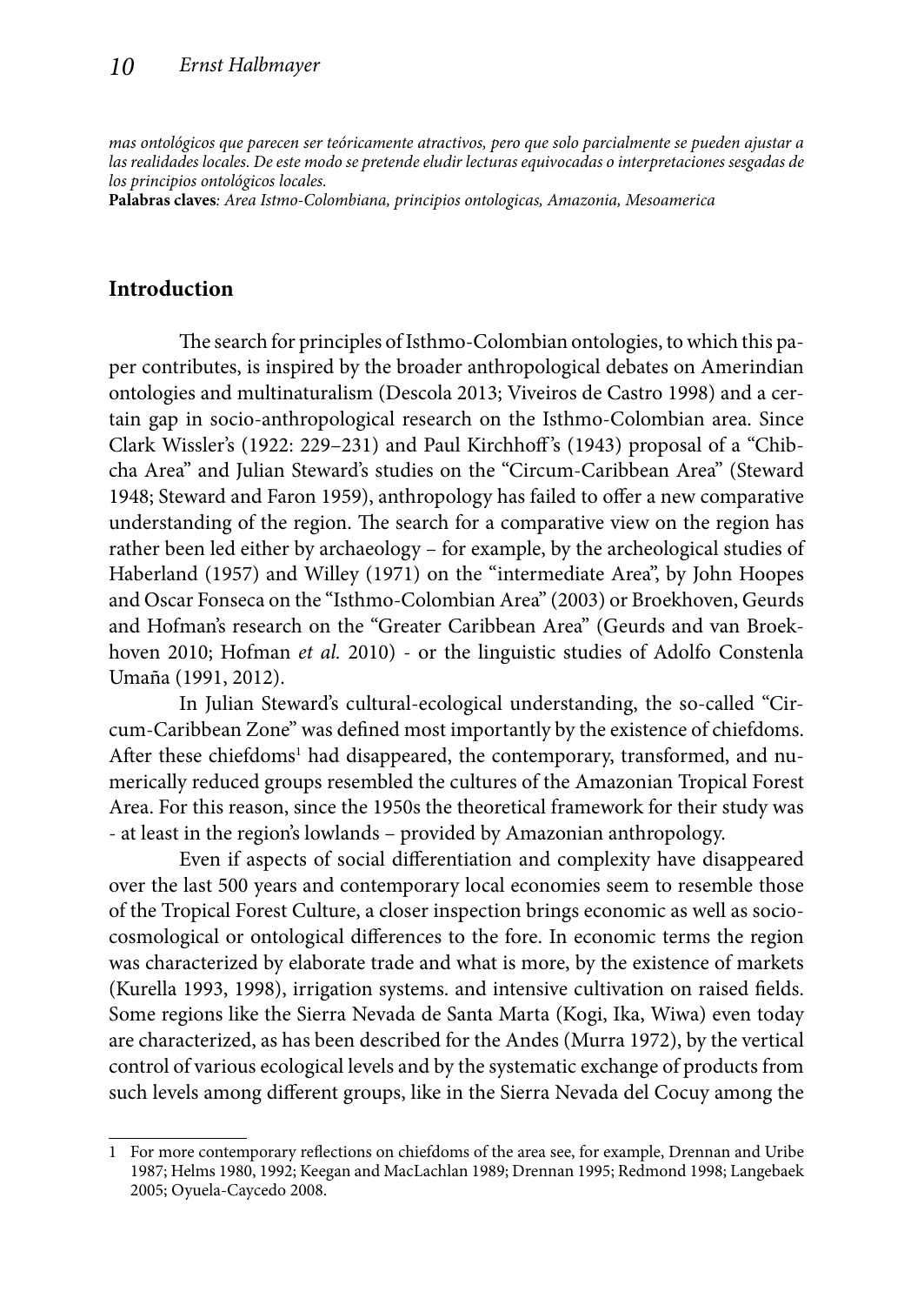*mas ontológicos que parecen ser teóricamente atractivos, pero que solo parcialmente se pueden ajustar a las realidades locales. De este modo se pretende eludir lecturas equivocadas o interpretaciones sesgadas de los principios ontológicos locales.*

**Palabras claves***: Area Istmo-Colombiana, principios ontologicas, Amazonia, Mesoamerica*

## Introduction

The search for principles of Isthmo-Colombian ontologies, to which this paper contributes, is inspired by the broader anthropological debates on Amerindian ontologies and multinaturalism (Descola 2013; Viveiros de Castro 1998) and a certain gap in socio-anthropological research on the Isthmo-Colombian area. Since Clark Wissler's (1922: 229–231) and Paul Kirchhoff's (1943) proposal of a "Chibcha Area" and Julian Steward's studies on the "Circum-Caribbean Area" (Steward 1948; Steward and Faron 1959), anthropology has failed to offer a new comparative understanding of the region. The search for a comparative view on the region has rather been led either by archaeology – for example, by the archeological studies of Haberland (1957) and Willey (1971) on the "intermediate Area", by John Hoopes and Oscar Fonseca on the "Isthmo-Colombian Area" (2003) or Broekhoven, Geurds and Hofman's research on the "Greater Caribbean Area" (Geurds and van Broekhoven 2010; Hofman *et al.* 2010) - or the linguistic studies of Adolfo Constenla Umaña (1991, 2012).

In Julian Steward's cultural-ecological understanding, the so-called "Circum-Caribbean Zone" was defined most importantly by the existence of chiefdoms. After these chiefdoms[1] had disappeared, the contemporary, transformed, and numerically reduced groups resembled the cultures of the Amazonian Tropical Forest Area. For this reason, since the 1950s the theoretical framework for their study was - at least in the region's lowlands – provided by Amazonian anthropology.

Even if aspects of social differentiation and complexity have disappeared over the last 500 years and contemporary local economies seem to resemble those of the Tropical Forest Culture, a closer inspection brings economic as well as socio-cosmological or ontological differences to the fore. In economic terms the region was characterized by elaborate trade and what is more, by the existence of markets (Kurella 1993, 1998), irrigation systems. and intensive cultivation on raised fields. Some regions like the Sierra Nevada de Santa Marta (Kogi, Ika, Wiwa) even today are characterized, as has been described for the Andes (Murra 1972), by the vertical control of various ecological levels and by the systematic exchange of products from such levels among different groups, like in the Sierra Nevada del Cocuy among the

---

1 For more contemporary reflections on chiefdoms of the area see, for example, Drennan and Uribe 1987; Helms 1980, 1992; Keegan and MacLachlan 1989; Drennan 1995; Redmond 1998; Langebaek 2005; Oyuela-Caycedo 2008.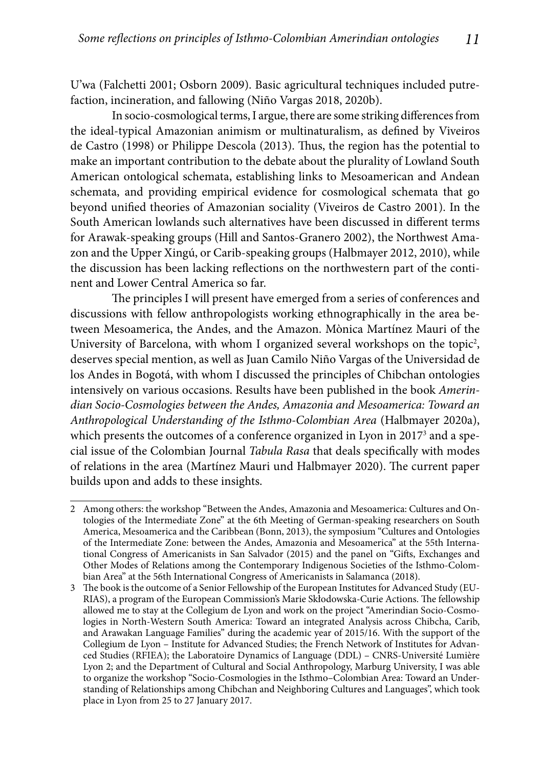U'wa (Falchetti 2001; Osborn 2009). Basic agricultural techniques included putrefaction, incineration, and fallowing (Niño Vargas 2018, 2020b).

In socio-cosmological terms, I argue, there are some striking differences from the ideal-typical Amazonian animism or multinaturalism, as defined by Viveiros de Castro (1998) or Philippe Descola (2013). Thus, the region has the potential to make an important contribution to the debate about the plurality of Lowland South American ontological schemata, establishing links to Mesoamerican and Andean schemata, and providing empirical evidence for cosmological schemata that go beyond unified theories of Amazonian sociality (Viveiros de Castro 2001). In the South American lowlands such alternatives have been discussed in different terms for Arawak-speaking groups (Hill and Santos-Granero 2002), the Northwest Amazon and the Upper Xingú, or Carib-speaking groups (Halbmayer 2012, 2010), while the discussion has been lacking reflections on the northwestern part of the continent and Lower Central America so far.

The principles I will present have emerged from a series of conferences and discussions with fellow anthropologists working ethnographically in the area between Mesoamerica, the Andes, and the Amazon. Mònica Martínez Mauri of the University of Barcelona, with whom I organized several workshops on the topic[2], deserves special mention, as well as Juan Camilo Niño Vargas of the Universidad de los Andes in Bogotá, with whom I discussed the principles of Chibchan ontologies intensively on various occasions. Results have been published in the book *Amerindian Socio-Cosmologies between the Andes, Amazonia and Mesoamerica: Toward an Anthropological Understanding of the Isthmo-Colombian Area* (Halbmayer 2020a), which presents the outcomes of a conference organized in Lyon in 2017[3] and a special issue of the Colombian Journal *Tabula Rasa* that deals specifically with modes of relations in the area (Martínez Mauri und Halbmayer 2020). The current paper builds upon and adds to these insights.

---

2 Among others: the workshop "Between the Andes, Amazonia and Mesoamerica: Cultures and Ontologies of the Intermediate Zone" at the 6th Meeting of German-speaking researchers on South America, Mesoamerica and the Caribbean (Bonn, 2013), the symposium "Cultures and Ontologies of the Intermediate Zone: between the Andes, Amazonia and Mesoamerica" at the 55th International Congress of Americanists in San Salvador (2015) and the panel on "Gifts, Exchanges and Other Modes of Relations among the Contemporary Indigenous Societies of the Isthmo-Colombian Area" at the 56th International Congress of Americanists in Salamanca (2018).

3 The book is the outcome of a Senior Fellowship of the European Institutes for Advanced Study (EURIAS), a program of the European Commission's Marie Skłodowska-Curie Actions. The fellowship allowed me to stay at the Collegium de Lyon and work on the project "Amerindian Socio-Cosmologies in North-Western South America: Toward an integrated Analysis across Chibcha, Carib, and Arawakan Language Families" during the academic year of 2015/16. With the support of the Collegium de Lyon – Institute for Advanced Studies; the French Network of Institutes for Advanced Studies (RFIEA); the Laboratoire Dynamics of Language (DDL) – CNRS-Université Lumière Lyon 2; and the Department of Cultural and Social Anthropology, Marburg University, I was able to organize the workshop "Socio-Cosmologies in the Isthmo–Colombian Area: Toward an Understanding of Relationships among Chibchan and Neighboring Cultures and Languages", which took place in Lyon from 25 to 27 January 2017.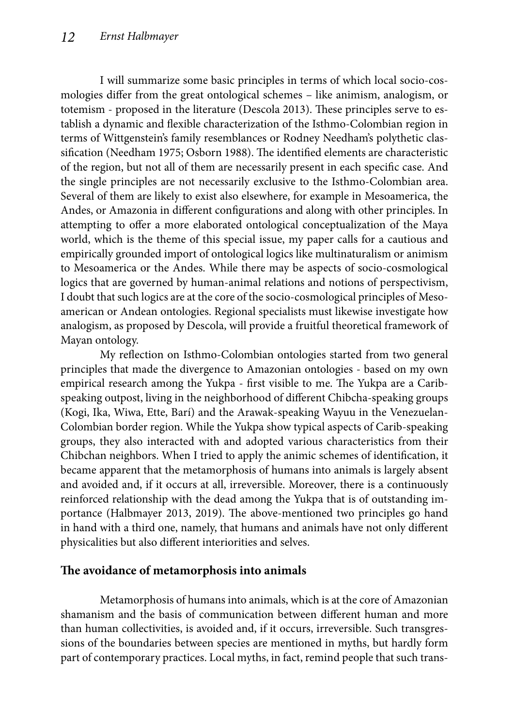I will summarize some basic principles in terms of which local socio-cosmologies differ from the great ontological schemes – like animism, analogism, or totemism - proposed in the literature (Descola 2013). These principles serve to establish a dynamic and flexible characterization of the Isthmo-Colombian region in terms of Wittgenstein's family resemblances or Rodney Needham's polythetic classification (Needham 1975; Osborn 1988). The identified elements are characteristic of the region, but not all of them are necessarily present in each specific case. And the single principles are not necessarily exclusive to the Isthmo-Colombian area. Several of them are likely to exist also elsewhere, for example in Mesoamerica, the Andes, or Amazonia in different configurations and along with other principles. In attempting to offer a more elaborated ontological conceptualization of the Maya world, which is the theme of this special issue, my paper calls for a cautious and empirically grounded import of ontological logics like multinaturalism or animism to Mesoamerica or the Andes. While there may be aspects of socio-cosmological logics that are governed by human-animal relations and notions of perspectivism, I doubt that such logics are at the core of the socio-cosmological principles of Mesoamerican or Andean ontologies. Regional specialists must likewise investigate how analogism, as proposed by Descola, will provide a fruitful theoretical framework of Mayan ontology.

My reflection on Isthmo-Colombian ontologies started from two general principles that made the divergence to Amazonian ontologies - based on my own empirical research among the Yukpa - first visible to me. The Yukpa are a Carib-speaking outpost, living in the neighborhood of different Chibcha-speaking groups (Kogi, Ika, Wiwa, Ette, Barí) and the Arawak-speaking Wayuu in the Venezuelan-Colombian border region. While the Yukpa show typical aspects of Carib-speaking groups, they also interacted with and adopted various characteristics from their Chibchan neighbors. When I tried to apply the animic schemes of identification, it became apparent that the metamorphosis of humans into animals is largely absent and avoided and, if it occurs at all, irreversible. Moreover, there is a continuously reinforced relationship with the dead among the Yukpa that is of outstanding importance (Halbmayer 2013, 2019). The above-mentioned two principles go hand in hand with a third one, namely, that humans and animals have not only different physicalities but also different interiorities and selves.

## The avoidance of metamorphosis into animals

Metamorphosis of humans into animals, which is at the core of Amazonian shamanism and the basis of communication between different human and more than human collectivities, is avoided and, if it occurs, irreversible. Such transgressions of the boundaries between species are mentioned in myths, but hardly form part of contemporary practices. Local myths, in fact, remind people that such trans-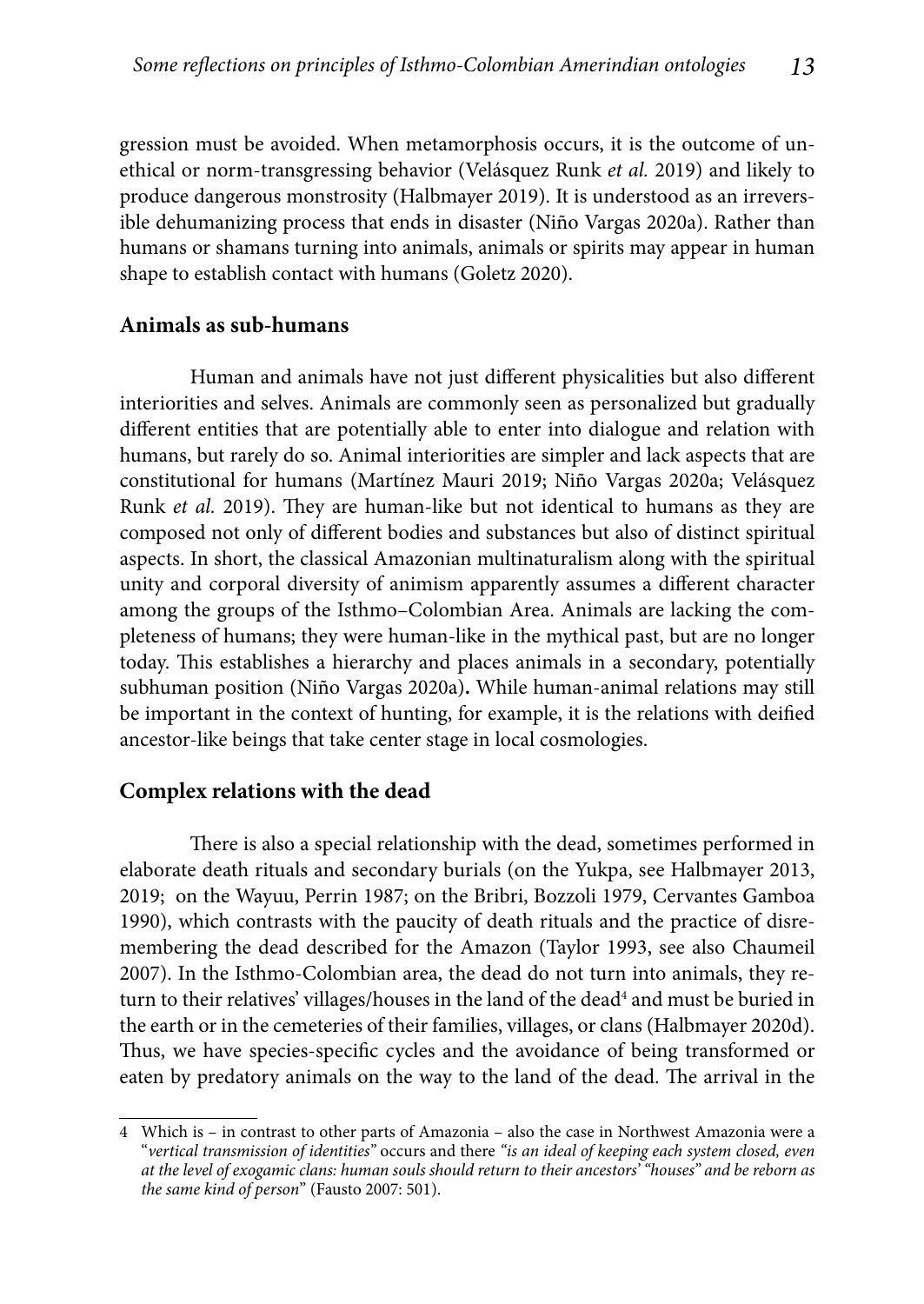gression must be avoided. When metamorphosis occurs, it is the outcome of unethical or norm-transgressing behavior (Velásquez Runk *et al.* 2019) and likely to produce dangerous monstrosity (Halbmayer 2019). It is understood as an irreversible dehumanizing process that ends in disaster (Niño Vargas 2020a). Rather than humans or shamans turning into animals, animals or spirits may appear in human shape to establish contact with humans (Goletz 2020).

## Animals as sub-humans

Human and animals have not just different physicalities but also different interiorities and selves. Animals are commonly seen as personalized but gradually different entities that are potentially able to enter into dialogue and relation with humans, but rarely do so. Animal interiorities are simpler and lack aspects that are constitutional for humans (Martínez Mauri 2019; Niño Vargas 2020a; Velásquez Runk *et al.* 2019). They are human-like but not identical to humans as they are composed not only of different bodies and substances but also of distinct spiritual aspects. In short, the classical Amazonian multinaturalism along with the spiritual unity and corporal diversity of animism apparently assumes a different character among the groups of the Isthmo–Colombian Area. Animals are lacking the completeness of humans; they were human-like in the mythical past, but are no longer today. This establishes a hierarchy and places animals in a secondary, potentially subhuman position (Niño Vargas 2020a)**.** While human-animal relations may still be important in the context of hunting, for example, it is the relations with deified ancestor-like beings that take center stage in local cosmologies.

## Complex relations with the dead

There is also a special relationship with the dead, sometimes performed in elaborate death rituals and secondary burials (on the Yukpa, see Halbmayer 2013, 2019; on the Wayuu, Perrin 1987; on the Bribri, Bozzoli 1979, Cervantes Gamboa 1990), which contrasts with the paucity of death rituals and the practice of disremembering the dead described for the Amazon (Taylor 1993, see also Chaumeil 2007). In the Isthmo-Colombian area, the dead do not turn into animals, they return to their relatives' villages/houses in the land of the dead[4] and must be buried in the earth or in the cemeteries of their families, villages, or clans (Halbmayer 2020d). Thus, we have species-specific cycles and the avoidance of being transformed or eaten by predatory animals on the way to the land of the dead. The arrival in the

---

4 Which is – in contrast to other parts of Amazonia – also the case in Northwest Amazonia were a "*vertical transmission of identities"* occurs and there *"is an ideal of keeping each system closed, even at the level of exogamic clans: human souls should return to their ancestors' "houses" and be reborn as the same kind of person*" (Fausto 2007: 501).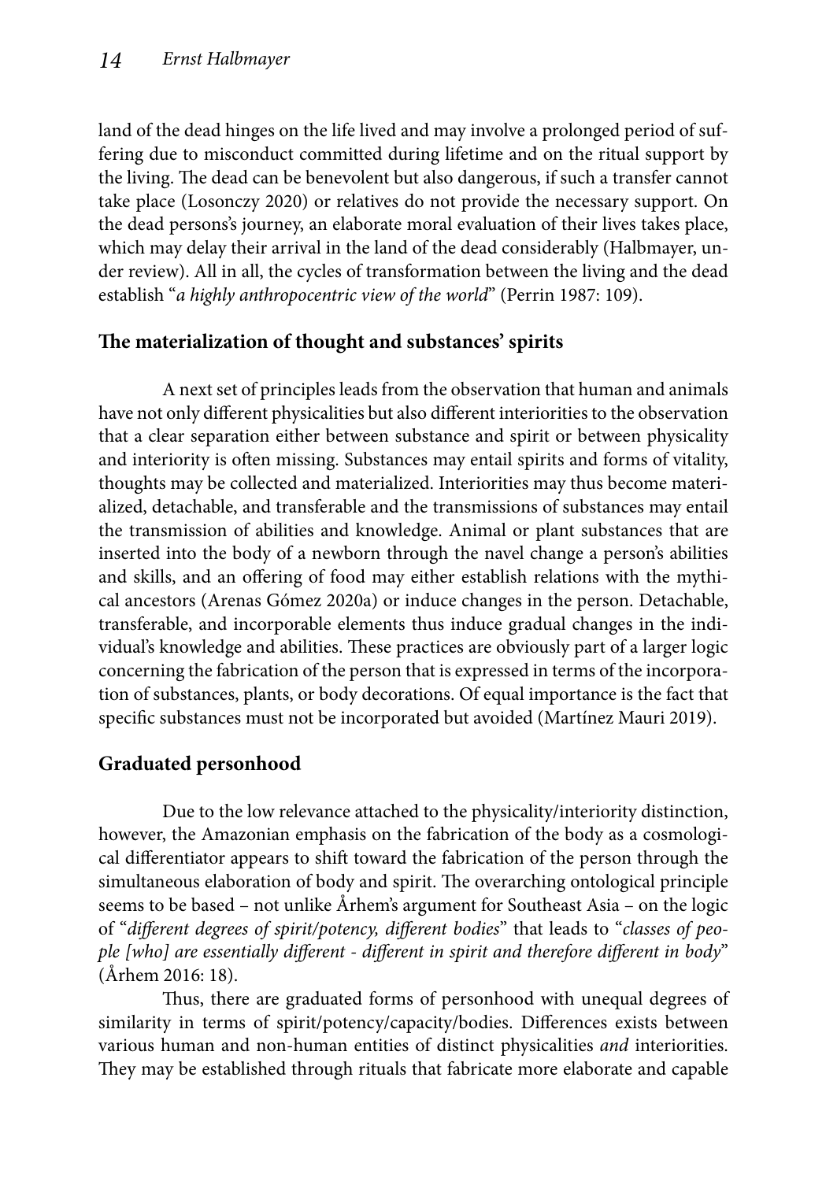land of the dead hinges on the life lived and may involve a prolonged period of suffering due to misconduct committed during lifetime and on the ritual support by the living. The dead can be benevolent but also dangerous, if such a transfer cannot take place (Losonczy 2020) or relatives do not provide the necessary support. On the dead persons's journey, an elaborate moral evaluation of their lives takes place, which may delay their arrival in the land of the dead considerably (Halbmayer, under review). All in all, the cycles of transformation between the living and the dead establish "*a highly anthropocentric view of the world*" (Perrin 1987: 109).

## The materialization of thought and substances' spirits

A next set of principles leads from the observation that human and animals have not only different physicalities but also different interiorities to the observation that a clear separation either between substance and spirit or between physicality and interiority is often missing. Substances may entail spirits and forms of vitality, thoughts may be collected and materialized. Interiorities may thus become materialized, detachable, and transferable and the transmissions of substances may entail the transmission of abilities and knowledge. Animal or plant substances that are inserted into the body of a newborn through the navel change a person's abilities and skills, and an offering of food may either establish relations with the mythical ancestors (Arenas Gómez 2020a) or induce changes in the person. Detachable, transferable, and incorporable elements thus induce gradual changes in the individual's knowledge and abilities. These practices are obviously part of a larger logic concerning the fabrication of the person that is expressed in terms of the incorporation of substances, plants, or body decorations. Of equal importance is the fact that specific substances must not be incorporated but avoided (Martínez Mauri 2019).

## Graduated personhood

Due to the low relevance attached to the physicality/interiority distinction, however, the Amazonian emphasis on the fabrication of the body as a cosmological differentiator appears to shift toward the fabrication of the person through the simultaneous elaboration of body and spirit. The overarching ontological principle seems to be based – not unlike Århem's argument for Southeast Asia – on the logic of "*different degrees of spirit/potency, different bodies*" that leads to "*classes of people [who] are essentially different - different in spirit and therefore different in body*" (Århem 2016: 18).

Thus, there are graduated forms of personhood with unequal degrees of similarity in terms of spirit/potency/capacity/bodies. Differences exists between various human and non-human entities of distinct physicalities *and* interiorities. They may be established through rituals that fabricate more elaborate and capable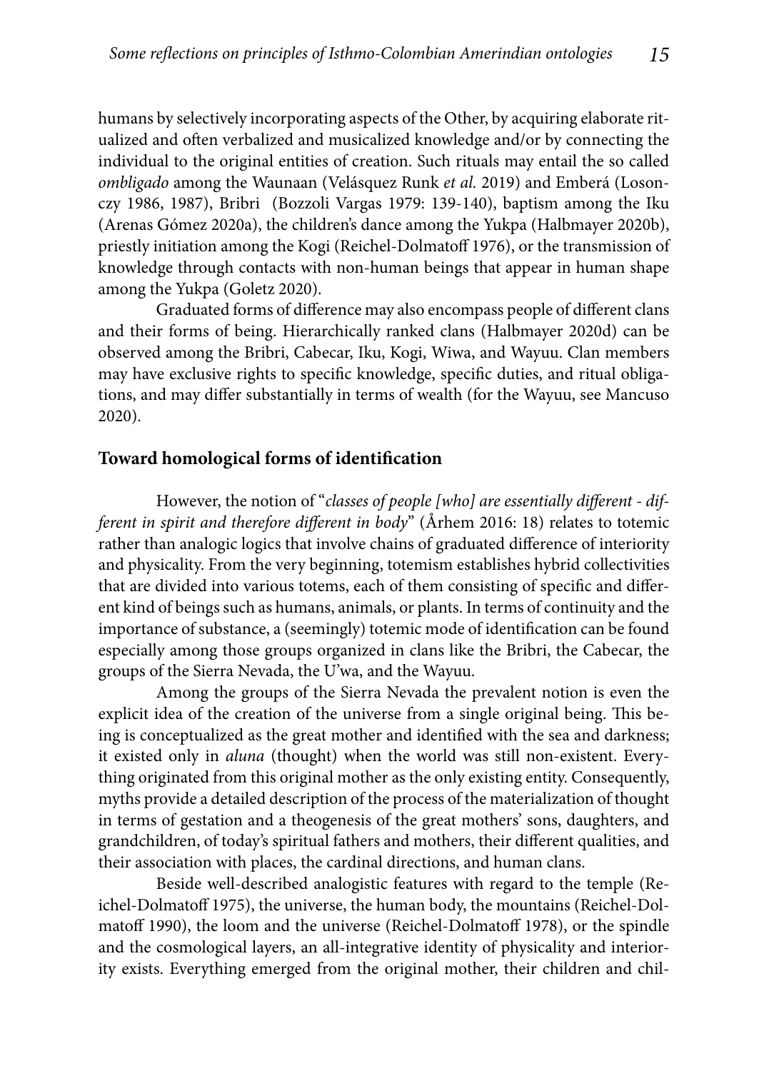humans by selectively incorporating aspects of the Other, by acquiring elaborate ritualized and often verbalized and musicalized knowledge and/or by connecting the individual to the original entities of creation. Such rituals may entail the so called *ombligado* among the Waunaan (Velásquez Runk *et al.* 2019) and Emberá (Losonczy 1986, 1987), Bribri (Bozzoli Vargas 1979: 139-140), baptism among the Iku (Arenas Gómez 2020a), the children's dance among the Yukpa (Halbmayer 2020b), priestly initiation among the Kogi (Reichel-Dolmatoff 1976), or the transmission of knowledge through contacts with non-human beings that appear in human shape among the Yukpa (Goletz 2020).

Graduated forms of difference may also encompass people of different clans and their forms of being. Hierarchically ranked clans (Halbmayer 2020d) can be observed among the Bribri, Cabecar, Iku, Kogi, Wiwa, and Wayuu. Clan members may have exclusive rights to specific knowledge, specific duties, and ritual obligations, and may differ substantially in terms of wealth (for the Wayuu, see Mancuso 2020).

## Toward homological forms of identification

However, the notion of "*classes of people [who] are essentially different - different in spirit and therefore different in body*" (Århem 2016: 18) relates to totemic rather than analogic logics that involve chains of graduated difference of interiority and physicality. From the very beginning, totemism establishes hybrid collectivities that are divided into various totems, each of them consisting of specific and different kind of beings such as humans, animals, or plants. In terms of continuity and the importance of substance, a (seemingly) totemic mode of identification can be found especially among those groups organized in clans like the Bribri, the Cabecar, the groups of the Sierra Nevada, the U'wa, and the Wayuu.

Among the groups of the Sierra Nevada the prevalent notion is even the explicit idea of the creation of the universe from a single original being. This being is conceptualized as the great mother and identified with the sea and darkness; it existed only in *aluna* (thought) when the world was still non-existent. Everything originated from this original mother as the only existing entity. Consequently, myths provide a detailed description of the process of the materialization of thought in terms of gestation and a theogenesis of the great mothers' sons, daughters, and grandchildren, of today's spiritual fathers and mothers, their different qualities, and their association with places, the cardinal directions, and human clans.

Beside well-described analogistic features with regard to the temple (Reichel-Dolmatoff 1975), the universe, the human body, the mountains (Reichel-Dolmatoff 1990), the loom and the universe (Reichel-Dolmatoff 1978), or the spindle and the cosmological layers, an all-integrative identity of physicality and interiority exists. Everything emerged from the original mother, their children and chil-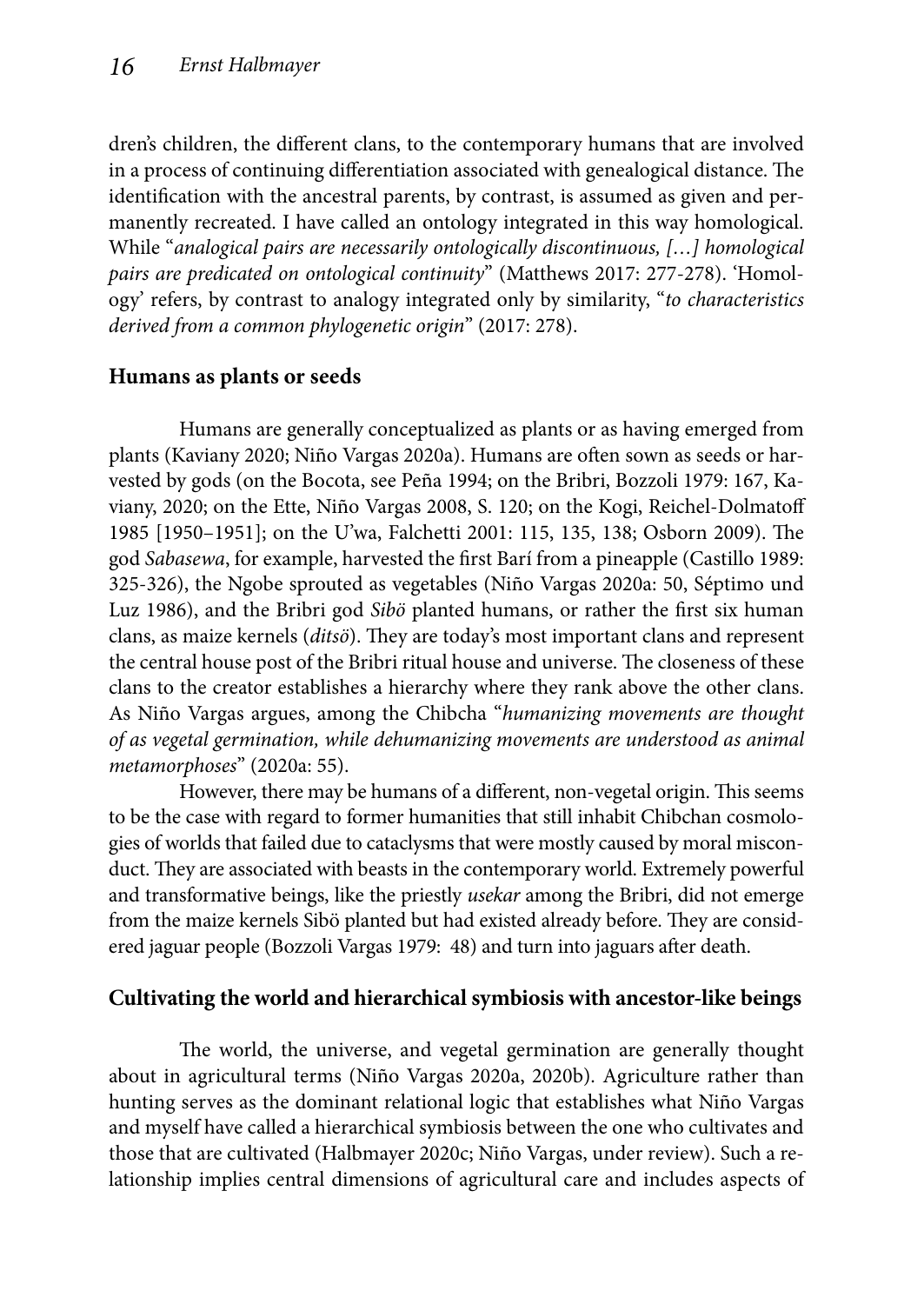dren's children, the different clans, to the contemporary humans that are involved in a process of continuing differentiation associated with genealogical distance. The identification with the ancestral parents, by contrast, is assumed as given and permanently recreated. I have called an ontology integrated in this way homological. While "*analogical pairs are necessarily ontologically discontinuous, […] homological pairs are predicated on ontological continuity*" (Matthews 2017: 277-278). 'Homology' refers, by contrast to analogy integrated only by similarity, "*to characteristics derived from a common phylogenetic origin*" (2017: 278).

## Humans as plants or seeds

Humans are generally conceptualized as plants or as having emerged from plants (Kaviany 2020; Niño Vargas 2020a). Humans are often sown as seeds or harvested by gods (on the Bocota, see Peña 1994; on the Bribri, Bozzoli 1979: 167, Kaviany, 2020; on the Ette, Niño Vargas 2008, S. 120; on the Kogi, Reichel-Dolmatoff 1985 [1950–1951]; on the U'wa, Falchetti 2001: 115, 135, 138; Osborn 2009). The god *Sabasewa*, for example, harvested the first Barí from a pineapple (Castillo 1989: 325-326), the Ngobe sprouted as vegetables (Niño Vargas 2020a: 50, Séptimo und Luz 1986), and the Bribri god *Sibö* planted humans, or rather the first six human clans, as maize kernels (*ditsö*). They are today's most important clans and represent the central house post of the Bribri ritual house and universe. The closeness of these clans to the creator establishes a hierarchy where they rank above the other clans. As Niño Vargas argues, among the Chibcha "*humanizing movements are thought of as vegetal germination, while dehumanizing movements are understood as animal metamorphoses*" (2020a: 55).

However, there may be humans of a different, non-vegetal origin. This seems to be the case with regard to former humanities that still inhabit Chibchan cosmologies of worlds that failed due to cataclysms that were mostly caused by moral misconduct. They are associated with beasts in the contemporary world. Extremely powerful and transformative beings, like the priestly *usekar* among the Bribri, did not emerge from the maize kernels Sibö planted but had existed already before. They are considered jaguar people (Bozzoli Vargas 1979: 48) and turn into jaguars after death.

## Cultivating the world and hierarchical symbiosis with ancestor-like beings

The world, the universe, and vegetal germination are generally thought about in agricultural terms (Niño Vargas 2020a, 2020b). Agriculture rather than hunting serves as the dominant relational logic that establishes what Niño Vargas and myself have called a hierarchical symbiosis between the one who cultivates and those that are cultivated (Halbmayer 2020c; Niño Vargas, under review). Such a relationship implies central dimensions of agricultural care and includes aspects of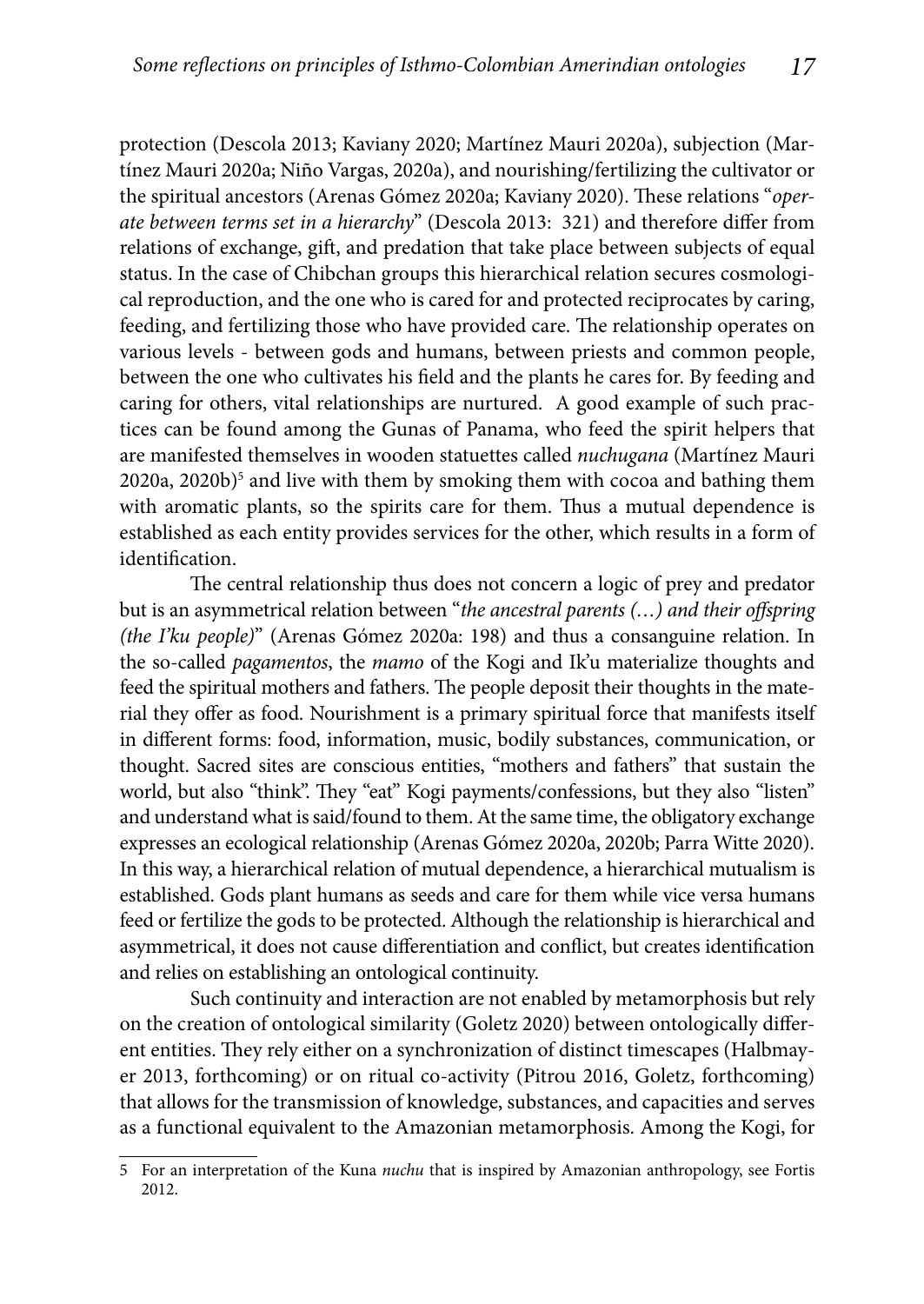protection (Descola 2013; Kaviany 2020; Martínez Mauri 2020a), subjection (Martínez Mauri 2020a; Niño Vargas, 2020a), and nourishing/fertilizing the cultivator or the spiritual ancestors (Arenas Gómez 2020a; Kaviany 2020). These relations "*operate between terms set in a hierarchy*" (Descola 2013: 321) and therefore differ from relations of exchange, gift, and predation that take place between subjects of equal status. In the case of Chibchan groups this hierarchical relation secures cosmological reproduction, and the one who is cared for and protected reciprocates by caring, feeding, and fertilizing those who have provided care. The relationship operates on various levels - between gods and humans, between priests and common people, between the one who cultivates his field and the plants he cares for. By feeding and caring for others, vital relationships are nurtured. A good example of such practices can be found among the Gunas of Panama, who feed the spirit helpers that are manifested themselves in wooden statuettes called *nuchugana* (Martínez Mauri 2020a, 2020b)[5] and live with them by smoking them with cocoa and bathing them with aromatic plants, so the spirits care for them. Thus a mutual dependence is established as each entity provides services for the other, which results in a form of identification.

The central relationship thus does not concern a logic of prey and predator but is an asymmetrical relation between "*the ancestral parents (…) and their offspring (the I'ku people)*" (Arenas Gómez 2020a: 198) and thus a consanguine relation. In the so-called *pagamentos*, the *mamo* of the Kogi and Ik'u materialize thoughts and feed the spiritual mothers and fathers. The people deposit their thoughts in the material they offer as food. Nourishment is a primary spiritual force that manifests itself in different forms: food, information, music, bodily substances, communication, or thought. Sacred sites are conscious entities, "mothers and fathers" that sustain the world, but also "think". They "eat" Kogi payments/confessions, but they also "listen" and understand what is said/found to them. At the same time, the obligatory exchange expresses an ecological relationship (Arenas Gómez 2020a, 2020b; Parra Witte 2020). In this way, a hierarchical relation of mutual dependence, a hierarchical mutualism is established. Gods plant humans as seeds and care for them while vice versa humans feed or fertilize the gods to be protected. Although the relationship is hierarchical and asymmetrical, it does not cause differentiation and conflict, but creates identification and relies on establishing an ontological continuity.

Such continuity and interaction are not enabled by metamorphosis but rely on the creation of ontological similarity (Goletz 2020) between ontologically different entities. They rely either on a synchronization of distinct timescapes (Halbmayer 2013, forthcoming) or on ritual co-activity (Pitrou 2016, Goletz, forthcoming) that allows for the transmission of knowledge, substances, and capacities and serves as a functional equivalent to the Amazonian metamorphosis. Among the Kogi, for

---

5 For an interpretation of the Kuna *nuchu* that is inspired by Amazonian anthropology, see Fortis 2012.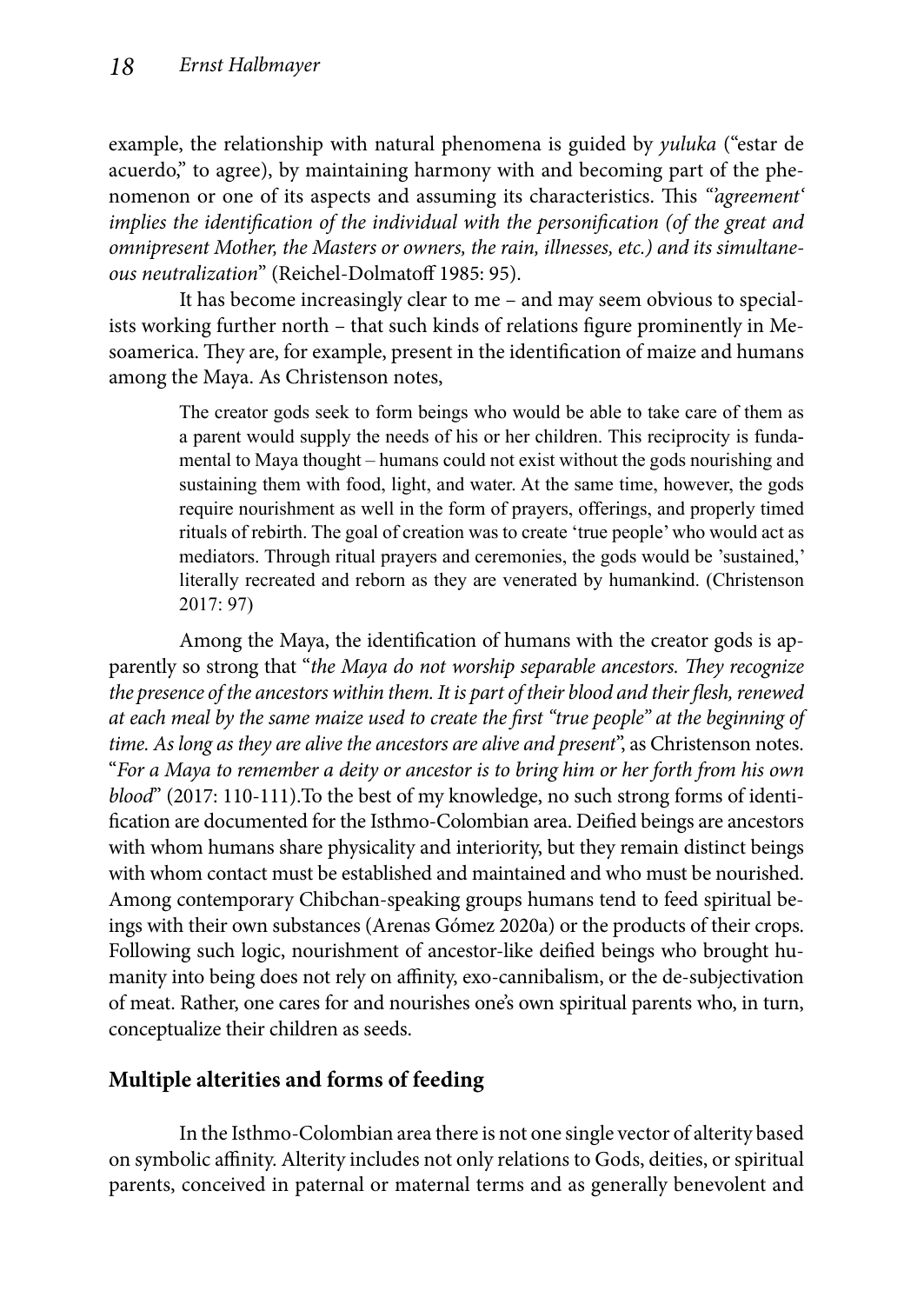example, the relationship with natural phenomena is guided by *yuluka* ("estar de acuerdo," to agree), by maintaining harmony with and becoming part of the phenomenon or one of its aspects and assuming its characteristics. This *"'agreement' implies the identification of the individual with the personification (of the great and omnipresent Mother, the Masters or owners, the rain, illnesses, etc.) and its simultaneous neutralization*" (Reichel-Dolmatoff 1985: 95).

It has become increasingly clear to me – and may seem obvious to specialists working further north – that such kinds of relations figure prominently in Mesoamerica. They are, for example, present in the identification of maize and humans among the Maya. As Christenson notes,

> The creator gods seek to form beings who would be able to take care of them as a parent would supply the needs of his or her children. This reciprocity is fundamental to Maya thought – humans could not exist without the gods nourishing and sustaining them with food, light, and water. At the same time, however, the gods require nourishment as well in the form of prayers, offerings, and properly timed rituals of rebirth. The goal of creation was to create 'true people' who would act as mediators. Through ritual prayers and ceremonies, the gods would be 'sustained,' literally recreated and reborn as they are venerated by humankind. (Christenson 2017: 97)

Among the Maya, the identification of humans with the creator gods is apparently so strong that "*the Maya do not worship separable ancestors. They recognize the presence of the ancestors within them. It is part of their blood and their flesh, renewed at each meal by the same maize used to create the first "true people" at the beginning of time. As long as they are alive the ancestors are alive and present*", as Christenson notes. "*For a Maya to remember a deity or ancestor is to bring him or her forth from his own blood*" (2017: 110-111).To the best of my knowledge, no such strong forms of identification are documented for the Isthmo-Colombian area. Deified beings are ancestors with whom humans share physicality and interiority, but they remain distinct beings with whom contact must be established and maintained and who must be nourished. Among contemporary Chibchan-speaking groups humans tend to feed spiritual beings with their own substances (Arenas Gómez 2020a) or the products of their crops. Following such logic, nourishment of ancestor-like deified beings who brought humanity into being does not rely on affinity, exo-cannibalism, or the de-subjectivation of meat. Rather, one cares for and nourishes one's own spiritual parents who, in turn, conceptualize their children as seeds.

## Multiple alterities and forms of feeding

In the Isthmo-Colombian area there is not one single vector of alterity based on symbolic affinity. Alterity includes not only relations to Gods, deities, or spiritual parents, conceived in paternal or maternal terms and as generally benevolent and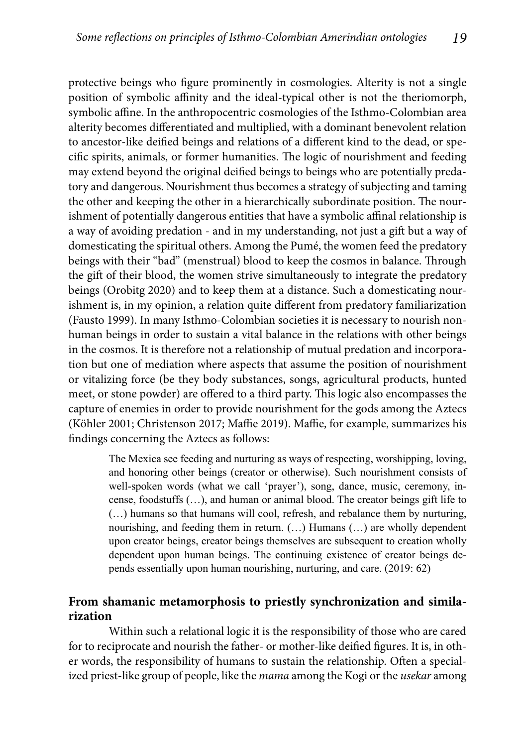protective beings who figure prominently in cosmologies. Alterity is not a single position of symbolic affinity and the ideal-typical other is not the theriomorph, symbolic affine. In the anthropocentric cosmologies of the Isthmo-Colombian area alterity becomes differentiated and multiplied, with a dominant benevolent relation to ancestor-like deified beings and relations of a different kind to the dead, or specific spirits, animals, or former humanities. The logic of nourishment and feeding may extend beyond the original deified beings to beings who are potentially predatory and dangerous. Nourishment thus becomes a strategy of subjecting and taming the other and keeping the other in a hierarchically subordinate position. The nourishment of potentially dangerous entities that have a symbolic affinal relationship is a way of avoiding predation - and in my understanding, not just a gift but a way of domesticating the spiritual others. Among the Pumé, the women feed the predatory beings with their "bad" (menstrual) blood to keep the cosmos in balance. Through the gift of their blood, the women strive simultaneously to integrate the predatory beings (Orobitg 2020) and to keep them at a distance. Such a domesticating nourishment is, in my opinion, a relation quite different from predatory familiarization (Fausto 1999). In many Isthmo-Colombian societies it is necessary to nourish non-human beings in order to sustain a vital balance in the relations with other beings in the cosmos. It is therefore not a relationship of mutual predation and incorporation but one of mediation where aspects that assume the position of nourishment or vitalizing force (be they body substances, songs, agricultural products, hunted meet, or stone powder) are offered to a third party. This logic also encompasses the capture of enemies in order to provide nourishment for the gods among the Aztecs (Köhler 2001; Christenson 2017; Maffie 2019). Maffie, for example, summarizes his findings concerning the Aztecs as follows:

> The Mexica see feeding and nurturing as ways of respecting, worshipping, loving, and honoring other beings (creator or otherwise). Such nourishment consists of well-spoken words (what we call 'prayer'), song, dance, music, ceremony, incense, foodstuffs (…), and human or animal blood. The creator beings gift life to (…) humans so that humans will cool, refresh, and rebalance them by nurturing, nourishing, and feeding them in return. (…) Humans (…) are wholly dependent upon creator beings, creator beings themselves are subsequent to creation wholly dependent upon human beings. The continuing existence of creator beings depends essentially upon human nourishing, nurturing, and care. (2019: 62)

## From shamanic metamorphosis to priestly synchronization and similarization

Within such a relational logic it is the responsibility of those who are cared for to reciprocate and nourish the father- or mother-like deified figures. It is, in other words, the responsibility of humans to sustain the relationship. Often a specialized priest-like group of people, like the *mama* among the Kogi or the *usekar* among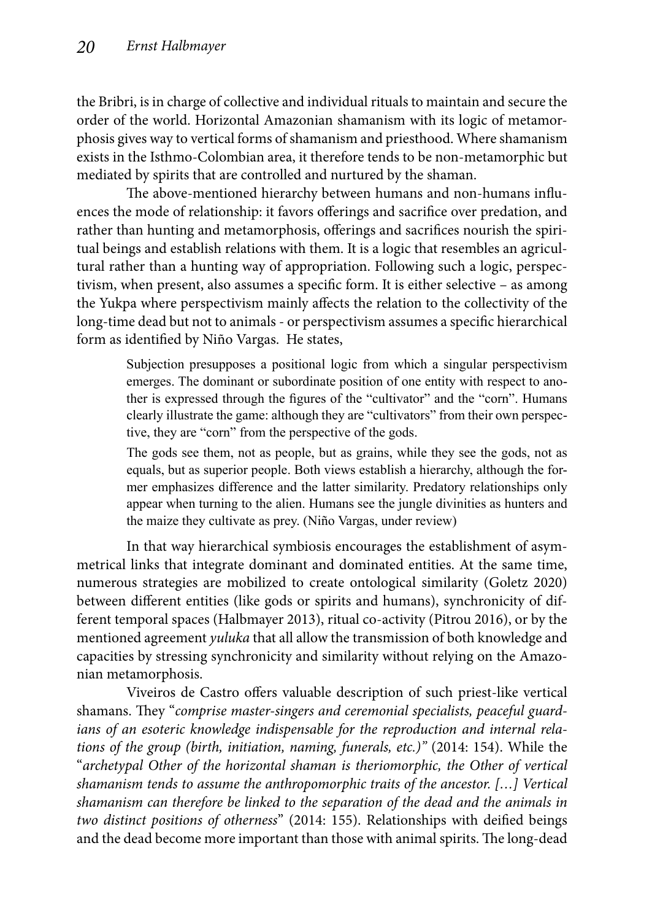the Bribri, is in charge of collective and individual rituals to maintain and secure the order of the world. Horizontal Amazonian shamanism with its logic of metamorphosis gives way to vertical forms of shamanism and priesthood. Where shamanism exists in the Isthmo-Colombian area, it therefore tends to be non-metamorphic but mediated by spirits that are controlled and nurtured by the shaman.

The above-mentioned hierarchy between humans and non-humans influences the mode of relationship: it favors offerings and sacrifice over predation, and rather than hunting and metamorphosis, offerings and sacrifices nourish the spiritual beings and establish relations with them. It is a logic that resembles an agricultural rather than a hunting way of appropriation. Following such a logic, perspectivism, when present, also assumes a specific form. It is either selective – as among the Yukpa where perspectivism mainly affects the relation to the collectivity of the long-time dead but not to animals - or perspectivism assumes a specific hierarchical form as identified by Niño Vargas. He states,

> Subjection presupposes a positional logic from which a singular perspectivism emerges. The dominant or subordinate position of one entity with respect to another is expressed through the figures of the "cultivator" and the "corn". Humans clearly illustrate the game: although they are "cultivators" from their own perspective, they are "corn" from the perspective of the gods.
>
> The gods see them, not as people, but as grains, while they see the gods, not as equals, but as superior people. Both views establish a hierarchy, although the former emphasizes difference and the latter similarity. Predatory relationships only appear when turning to the alien. Humans see the jungle divinities as hunters and the maize they cultivate as prey. (Niño Vargas, under review)

In that way hierarchical symbiosis encourages the establishment of asymmetrical links that integrate dominant and dominated entities. At the same time, numerous strategies are mobilized to create ontological similarity (Goletz 2020) between different entities (like gods or spirits and humans), synchronicity of different temporal spaces (Halbmayer 2013), ritual co-activity (Pitrou 2016), or by the mentioned agreement *yuluka* that all allow the transmission of both knowledge and capacities by stressing synchronicity and similarity without relying on the Amazonian metamorphosis.

Viveiros de Castro offers valuable description of such priest-like vertical shamans. They "*comprise master-singers and ceremonial specialists, peaceful guardians of an esoteric knowledge indispensable for the reproduction and internal relations of the group (birth, initiation, naming, funerals, etc.)*" (2014: 154). While the "*archetypal Other of the horizontal shaman is theriomorphic, the Other of vertical shamanism tends to assume the anthropomorphic traits of the ancestor. […] Vertical shamanism can therefore be linked to the separation of the dead and the animals in two distinct positions of otherness*" (2014: 155). Relationships with deified beings and the dead become more important than those with animal spirits. The long-dead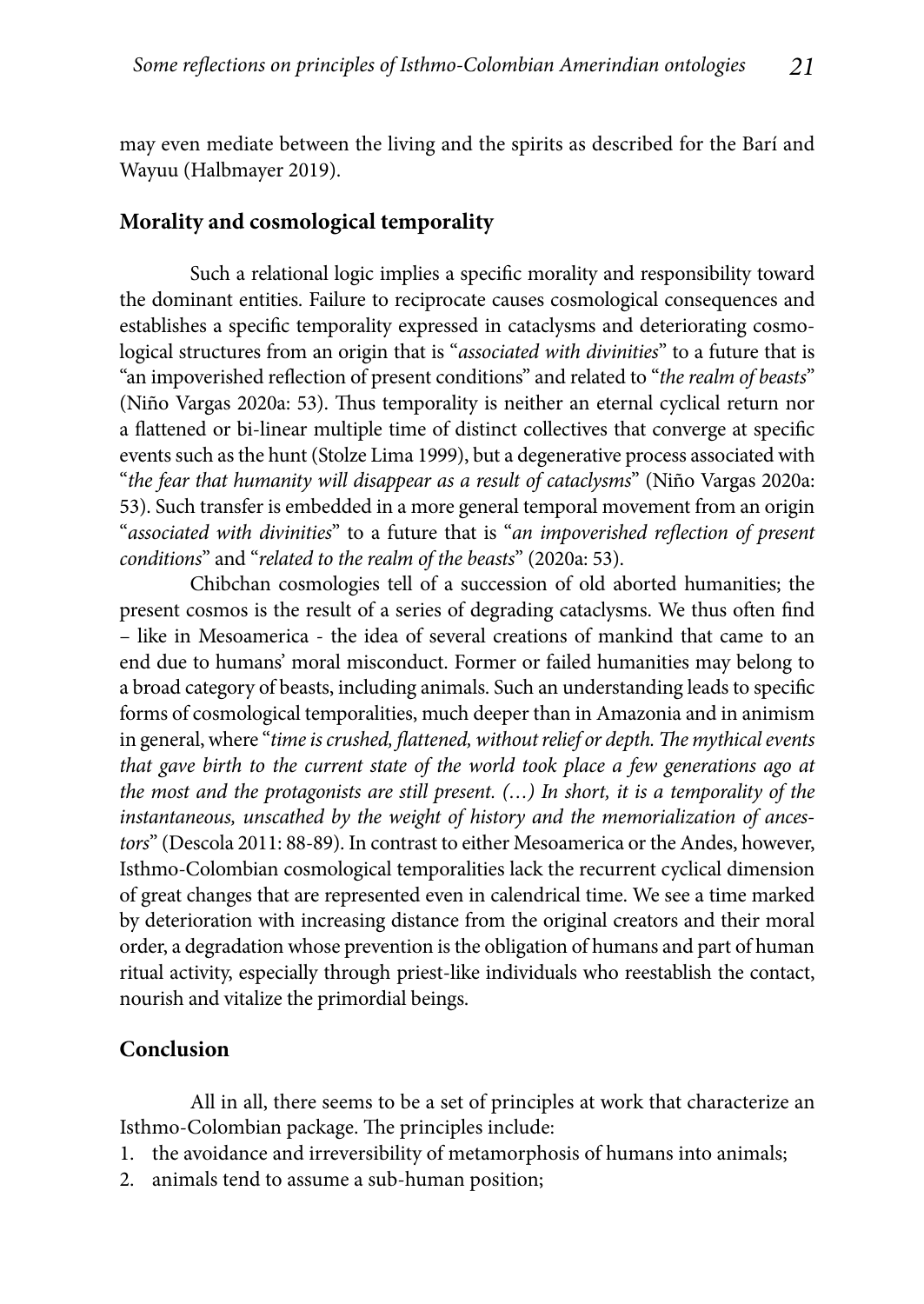may even mediate between the living and the spirits as described for the Barí and Wayuu (Halbmayer 2019).

## Morality and cosmological temporality

Such a relational logic implies a specific morality and responsibility toward the dominant entities. Failure to reciprocate causes cosmological consequences and establishes a specific temporality expressed in cataclysms and deteriorating cosmological structures from an origin that is "*associated with divinities*" to a future that is "an impoverished reflection of present conditions" and related to "*the realm of beasts*" (Niño Vargas 2020a: 53). Thus temporality is neither an eternal cyclical return nor a flattened or bi-linear multiple time of distinct collectives that converge at specific events such as the hunt (Stolze Lima 1999), but a degenerative process associated with "*the fear that humanity will disappear as a result of cataclysms*" (Niño Vargas 2020a: 53). Such transfer is embedded in a more general temporal movement from an origin "*associated with divinities*" to a future that is "*an impoverished reflection of present conditions*" and "*related to the realm of the beasts*" (2020a: 53).

Chibchan cosmologies tell of a succession of old aborted humanities; the present cosmos is the result of a series of degrading cataclysms. We thus often find – like in Mesoamerica - the idea of several creations of mankind that came to an end due to humans' moral misconduct. Former or failed humanities may belong to a broad category of beasts, including animals. Such an understanding leads to specific forms of cosmological temporalities, much deeper than in Amazonia and in animism in general, where "*time is crushed, flattened, without relief or depth. The mythical events that gave birth to the current state of the world took place a few generations ago at the most and the protagonists are still present. (…) In short, it is a temporality of the instantaneous, unscathed by the weight of history and the memorialization of ancestors*" (Descola 2011: 88-89). In contrast to either Mesoamerica or the Andes, however, Isthmo-Colombian cosmological temporalities lack the recurrent cyclical dimension of great changes that are represented even in calendrical time. We see a time marked by deterioration with increasing distance from the original creators and their moral order, a degradation whose prevention is the obligation of humans and part of human ritual activity, especially through priest-like individuals who reestablish the contact, nourish and vitalize the primordial beings.

## Conclusion

All in all, there seems to be a set of principles at work that characterize an Isthmo-Colombian package. The principles include:

1. the avoidance and irreversibility of metamorphosis of humans into animals;
2. animals tend to assume a sub-human position;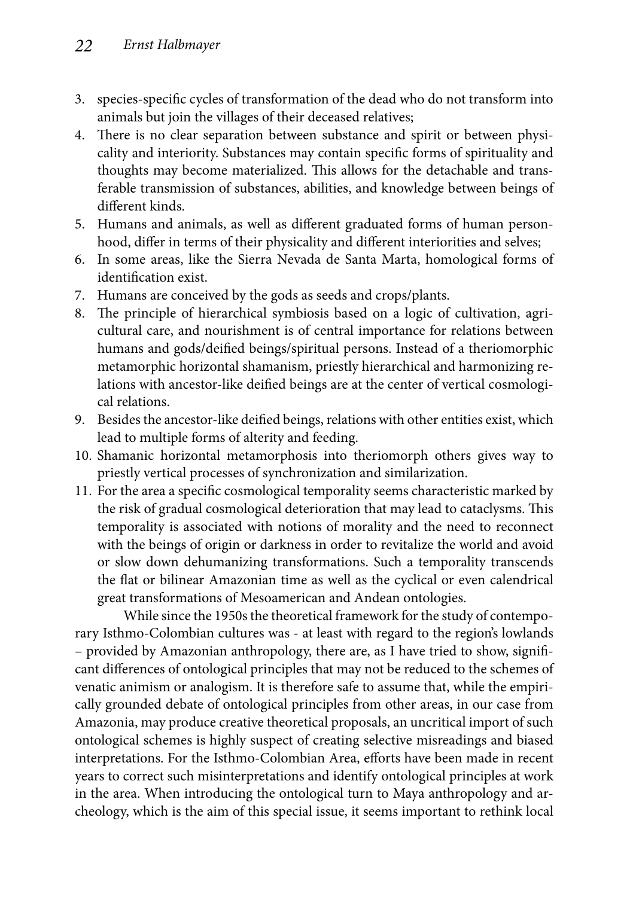3. species-specific cycles of transformation of the dead who do not transform into animals but join the villages of their deceased relatives;
4. There is no clear separation between substance and spirit or between physicality and interiority. Substances may contain specific forms of spirituality and thoughts may become materialized. This allows for the detachable and transferable transmission of substances, abilities, and knowledge between beings of different kinds.
5. Humans and animals, as well as different graduated forms of human personhood, differ in terms of their physicality and different interiorities and selves;
6. In some areas, like the Sierra Nevada de Santa Marta, homological forms of identification exist.
7. Humans are conceived by the gods as seeds and crops/plants.
8. The principle of hierarchical symbiosis based on a logic of cultivation, agricultural care, and nourishment is of central importance for relations between humans and gods/deified beings/spiritual persons. Instead of a theriomorphic metamorphic horizontal shamanism, priestly hierarchical and harmonizing relations with ancestor-like deified beings are at the center of vertical cosmological relations.
9. Besides the ancestor-like deified beings, relations with other entities exist, which lead to multiple forms of alterity and feeding.
10. Shamanic horizontal metamorphosis into theriomorph others gives way to priestly vertical processes of synchronization and similarization.
11. For the area a specific cosmological temporality seems characteristic marked by the risk of gradual cosmological deterioration that may lead to cataclysms. This temporality is associated with notions of morality and the need to reconnect with the beings of origin or darkness in order to revitalize the world and avoid or slow down dehumanizing transformations. Such a temporality transcends the flat or bilinear Amazonian time as well as the cyclical or even calendrical great transformations of Mesoamerican and Andean ontologies.

While since the 1950s the theoretical framework for the study of contemporary Isthmo-Colombian cultures was - at least with regard to the region's lowlands – provided by Amazonian anthropology, there are, as I have tried to show, significant differences of ontological principles that may not be reduced to the schemes of venatic animism or analogism. It is therefore safe to assume that, while the empirically grounded debate of ontological principles from other areas, in our case from Amazonia, may produce creative theoretical proposals, an uncritical import of such ontological schemes is highly suspect of creating selective misreadings and biased interpretations. For the Isthmo-Colombian Area, efforts have been made in recent years to correct such misinterpretations and identify ontological principles at work in the area. When introducing the ontological turn to Maya anthropology and archeology, which is the aim of this special issue, it seems important to rethink local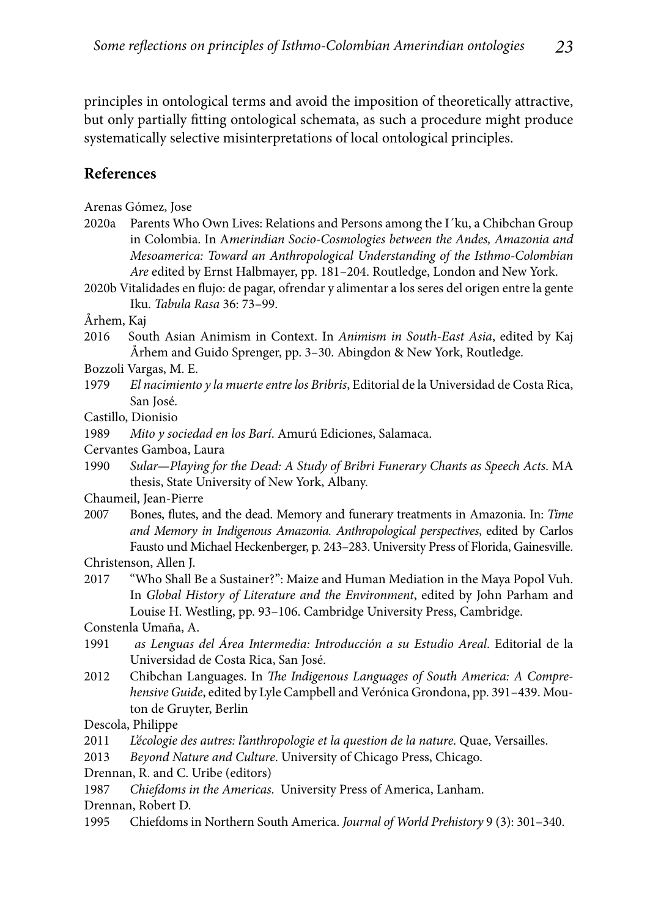principles in ontological terms and avoid the imposition of theoretically attractive, but only partially fitting ontological schemata, as such a procedure might produce systematically selective misinterpretations of local ontological principles.

## References

Arenas Gómez, Jose

2020a Parents Who Own Lives: Relations and Persons among the I´ku, a Chibchan Group in Colombia. In A*merindian Socio-Cosmologies between the Andes, Amazonia and Mesoamerica: Toward an Anthropological Understanding of the Isthmo-Colombian Are* edited by Ernst Halbmayer, pp. 181–204. Routledge, London and New York.

2020b Vitalidades en flujo: de pagar, ofrendar y alimentar a los seres del origen entre la gente Iku. *Tabula Rasa* 36: 73–99.

Århem, Kaj

2016 South Asian Animism in Context. In *Animism in South-East Asia*, edited by Kaj Århem and Guido Sprenger, pp. 3–30. Abingdon & New York, Routledge.

Bozzoli Vargas, M. E.

1979 *El nacimiento y la muerte entre los Bribris*, Editorial de la Universidad de Costa Rica, San José.

Castillo, Dionisio

1989 *Mito y sociedad en los Barí*. Amurú Ediciones, Salamaca.

Cervantes Gamboa, Laura

1990 *Sular—Playing for the Dead: A Study of Bribri Funerary Chants as Speech Acts*. MA thesis, State University of New York, Albany.

Chaumeil, Jean-Pierre

2007 Bones, flutes, and the dead. Memory and funerary treatments in Amazonia. In: *Time and Memory in Indigenous Amazonia. Anthropological perspectives*, edited by Carlos Fausto und Michael Heckenberger, p. 243–283. University Press of Florida, Gainesville.

Christenson, Allen J.

2017 "Who Shall Be a Sustainer?": Maize and Human Mediation in the Maya Popol Vuh. In *Global History of Literature and the Environment*, edited by John Parham and Louise H. Westling, pp. 93–106. Cambridge University Press, Cambridge.

Constenla Umaña, A.

1991 *as Lenguas del Área Intermedia: Introducción a su Estudio Areal*. Editorial de la Universidad de Costa Rica, San José.

2012 Chibchan Languages. In *The Indigenous Languages of South America: A Comprehensive Guide*, edited by Lyle Campbell and Verónica Grondona, pp. 391–439. Mouton de Gruyter, Berlin

Descola, Philippe

2011 *L'écologie des autres: l'anthropologie et la question de la nature*. Quae, Versailles.

2013 *Beyond Nature and Culture*. University of Chicago Press, Chicago.

Drennan, R. and C. Uribe (editors)

1987 *Chiefdoms in the Americas*. University Press of America, Lanham.

Drennan, Robert D.

1995 Chiefdoms in Northern South America. *Journal of World Prehistory* 9 (3): 301–340.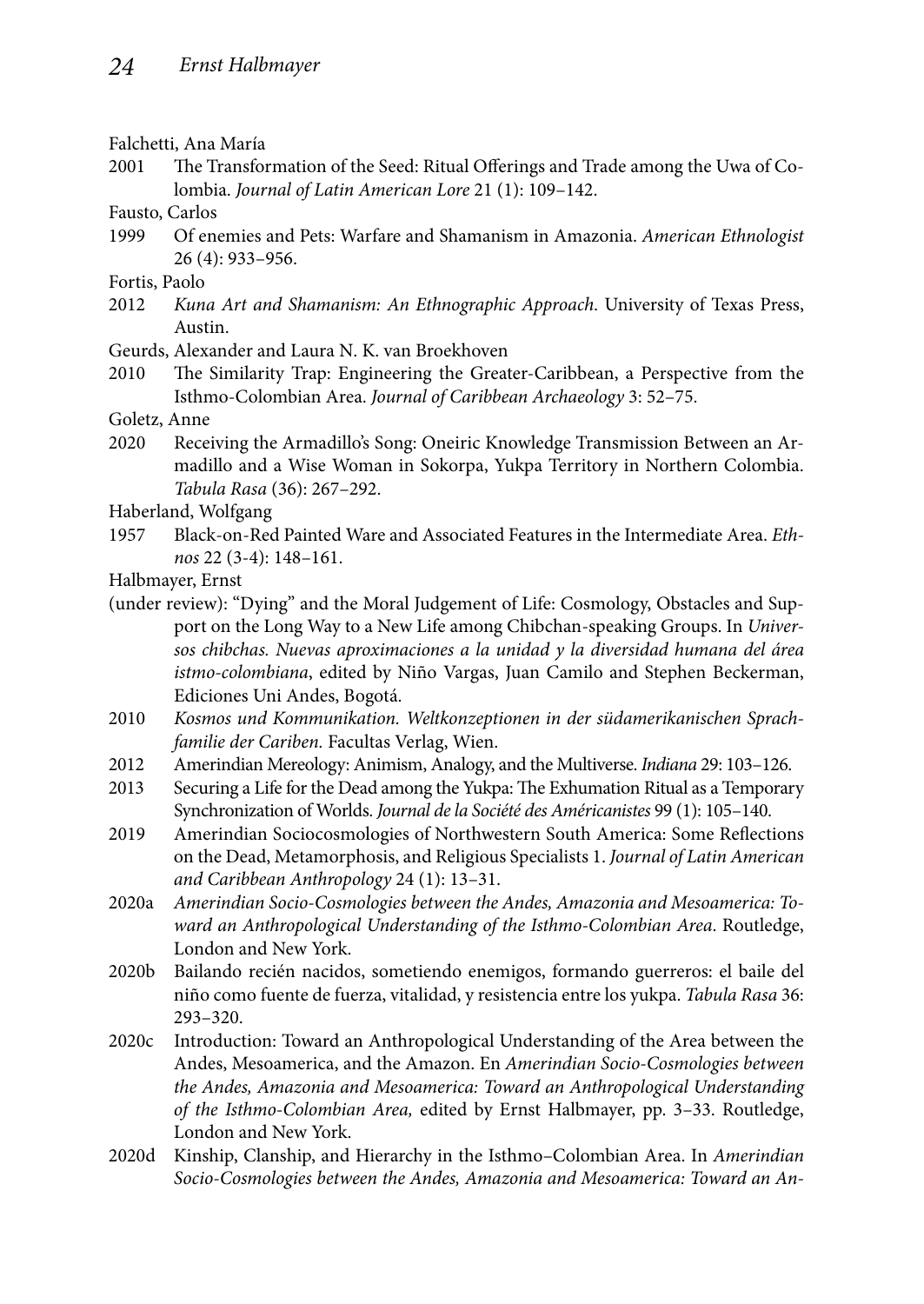Falchetti, Ana María

2001 The Transformation of the Seed: Ritual Offerings and Trade among the Uwa of Colombia. *Journal of Latin American Lore* 21 (1): 109–142.

Fausto, Carlos

1999 Of enemies and Pets: Warfare and Shamanism in Amazonia. *American Ethnologist* 26 (4): 933–956.

Fortis, Paolo

2012 *Kuna Art and Shamanism: An Ethnographic Approach.* University of Texas Press, Austin.

Geurds, Alexander and Laura N. K. van Broekhoven

2010 The Similarity Trap: Engineering the Greater-Caribbean, a Perspective from the Isthmo-Colombian Area. *Journal of Caribbean Archaeology* 3: 52–75.

Goletz, Anne

2020 Receiving the Armadillo's Song: Oneiric Knowledge Transmission Between an Armadillo and a Wise Woman in Sokorpa, Yukpa Territory in Northern Colombia. *Tabula Rasa* (36): 267–292.

Haberland, Wolfgang

1957 Black-on-Red Painted Ware and Associated Features in the Intermediate Area. *Ethnos* 22 (3-4): 148–161.

Halbmayer, Ernst

(under review): "Dying" and the Moral Judgement of Life: Cosmology, Obstacles and Support on the Long Way to a New Life among Chibchan-speaking Groups. In *Universos chibchas. Nuevas aproximaciones a la unidad y la diversidad humana del área istmo-colombiana*, edited by Niño Vargas, Juan Camilo and Stephen Beckerman, Ediciones Uni Andes, Bogotá.

2010 *Kosmos und Kommunikation. Weltkonzeptionen in der südamerikanischen Sprachfamilie der Cariben.* Facultas Verlag, Wien.

2012 Amerindian Mereology: Animism, Analogy, and the Multiverse. *Indiana* 29: 103–126.

2013 Securing a Life for the Dead among the Yukpa: The Exhumation Ritual as a Temporary Synchronization of Worlds. *Journal de la Société des Américanistes* 99 (1): 105–140.

2019 Amerindian Sociocosmologies of Northwestern South America: Some Reflections on the Dead, Metamorphosis, and Religious Specialists 1. *Journal of Latin American and Caribbean Anthropology* 24 (1): 13–31.

2020a *Amerindian Socio-Cosmologies between the Andes, Amazonia and Mesoamerica: Toward an Anthropological Understanding of the Isthmo-Colombian Area*. Routledge, London and New York.

2020b Bailando recién nacidos, sometiendo enemigos, formando guerreros: el baile del niño como fuente de fuerza, vitalidad, y resistencia entre los yukpa. *Tabula Rasa* 36: 293–320.

2020c Introduction: Toward an Anthropological Understanding of the Area between the Andes, Mesoamerica, and the Amazon. En *Amerindian Socio-Cosmologies between the Andes, Amazonia and Mesoamerica: Toward an Anthropological Understanding of the Isthmo-Colombian Area,* edited by Ernst Halbmayer, pp. 3–33. Routledge, London and New York.

2020d Kinship, Clanship, and Hierarchy in the Isthmo–Colombian Area. In *Amerindian Socio-Cosmologies between the Andes, Amazonia and Mesoamerica: Toward an An-*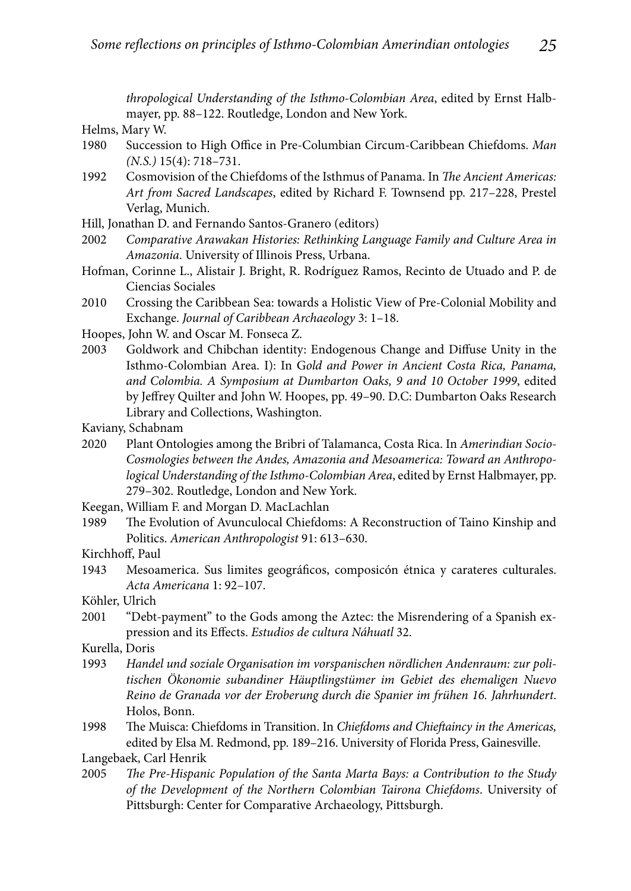*thropological Understanding of the Isthmo-Colombian Area*, edited by Ernst Halbmayer, pp. 88–122. Routledge, London and New York.

Helms, Mary W.

1980 Succession to High Office in Pre-Columbian Circum-Caribbean Chiefdoms. *Man (N.S.)* 15(4): 718–731.

1992 Cosmovision of the Chiefdoms of the Isthmus of Panama. In *The Ancient Americas: Art from Sacred Landscapes*, edited by Richard F. Townsend pp. 217–228, Prestel Verlag, Munich.

Hill, Jonathan D. and Fernando Santos-Granero (editors)

2002 *Comparative Arawakan Histories: Rethinking Language Family and Culture Area in Amazonia*. University of Illinois Press, Urbana.

Hofman, Corinne L., Alistair J. Bright, R. Rodríguez Ramos, Recinto de Utuado and P. de Ciencias Sociales

2010 Crossing the Caribbean Sea: towards a Holistic View of Pre-Colonial Mobility and Exchange. *Journal of Caribbean Archaeology* 3: 1–18.

Hoopes, John W. and Oscar M. Fonseca Z.

2003 Goldwork and Chibchan identity: Endogenous Change and Diffuse Unity in the Isthmo-Colombian Area. I): In G*old and Power in Ancient Costa Rica, Panama, and Colombia. A Symposium at Dumbarton Oaks, 9 and 10 October 1999*, edited by Jeffrey Quilter and John W. Hoopes, pp. 49–90. D.C: Dumbarton Oaks Research Library and Collections, Washington.

Kaviany, Schabnam

2020 Plant Ontologies among the Bribri of Talamanca, Costa Rica. In *Amerindian Socio-Cosmologies between the Andes, Amazonia and Mesoamerica: Toward an Anthropological Understanding of the Isthmo-Colombian Area*, edited by Ernst Halbmayer, pp. 279–302. Routledge, London and New York.

Keegan, William F. and Morgan D. MacLachlan

1989 The Evolution of Avunculocal Chiefdoms: A Reconstruction of Taino Kinship and Politics. *American Anthropologist* 91: 613–630.

Kirchhoff, Paul

1943 Mesoamerica. Sus limites geográficos, composicón étnica y carateres culturales. *Acta Americana* 1: 92–107.

Köhler, Ulrich

2001 "Debt-payment" to the Gods among the Aztec: the Misrendering of a Spanish expression and its Effects. *Estudios de cultura Náhuatl* 32.

Kurella, Doris

1993 *Handel und soziale Organisation im vorspanischen nördlichen Andenraum: zur politischen Ökonomie subandiner Häuptlingstümer im Gebiet des ehemaligen Nuevo Reino de Granada vor der Eroberung durch die Spanier im frühen 16. Jahrhundert*. Holos, Bonn.

1998 The Muisca: Chiefdoms in Transition. In *Chiefdoms and Chieftaincy in the Americas,* edited by Elsa M. Redmond, pp. 189–216. University of Florida Press, Gainesville.

Langebaek, Carl Henrik

2005 *The Pre-Hispanic Population of the Santa Marta Bays: a Contribution to the Study of the Development of the Northern Colombian Tairona Chiefdoms*. University of Pittsburgh: Center for Comparative Archaeology, Pittsburgh.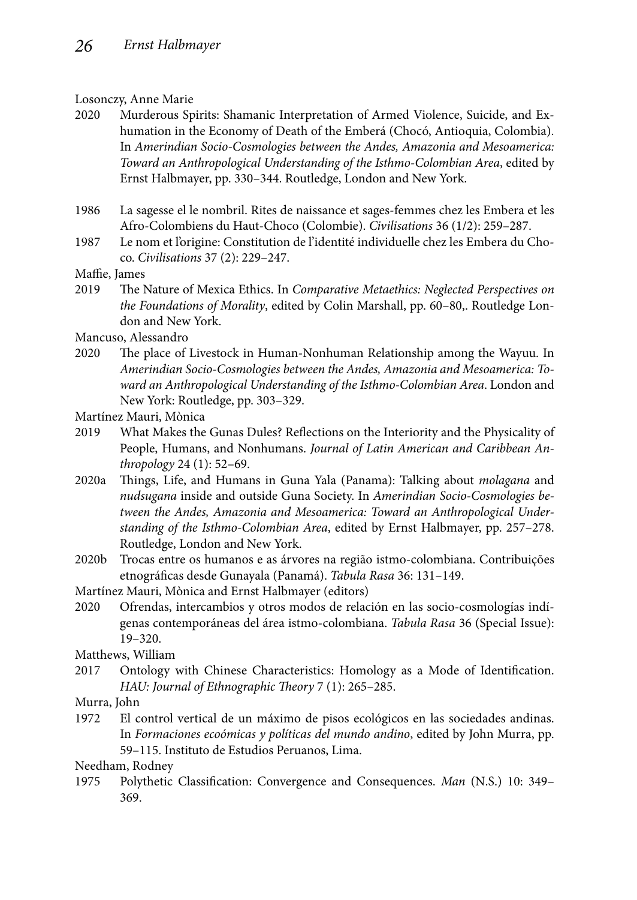Losonczy, Anne Marie

2020 Murderous Spirits: Shamanic Interpretation of Armed Violence, Suicide, and Exhumation in the Economy of Death of the Emberá (Chocó, Antioquia, Colombia). In *Amerindian Socio-Cosmologies between the Andes, Amazonia and Mesoamerica: Toward an Anthropological Understanding of the Isthmo-Colombian Area*, edited by Ernst Halbmayer, pp. 330–344. Routledge, London and New York.

1986 La sagesse el le nombril. Rites de naissance et sages-femmes chez les Embera et les Afro-Colombiens du Haut-Choco (Colombie). *Civilisations* 36 (1/2): 259–287.

1987 Le nom et l'origine: Constitution de l'identité individuelle chez les Embera du Choco. *Civilisations* 37 (2): 229–247.

Maffie, James

2019 The Nature of Mexica Ethics. In *Comparative Metaethics: Neglected Perspectives on the Foundations of Morality*, edited by Colin Marshall, pp. 60–80,. Routledge London and New York.

Mancuso, Alessandro

2020 The place of Livestock in Human-Nonhuman Relationship among the Wayuu. In *Amerindian Socio-Cosmologies between the Andes, Amazonia and Mesoamerica: Toward an Anthropological Understanding of the Isthmo-Colombian Area*. London and New York: Routledge, pp. 303–329.

Martínez Mauri, Mònica

2019 What Makes the Gunas Dules? Reflections on the Interiority and the Physicality of People, Humans, and Nonhumans. *Journal of Latin American and Caribbean Anthropology* 24 (1): 52–69.

2020a Things, Life, and Humans in Guna Yala (Panama): Talking about *molagana* and *nudsugana* inside and outside Guna Society. In *Amerindian Socio-Cosmologies between the Andes, Amazonia and Mesoamerica: Toward an Anthropological Understanding of the Isthmo-Colombian Area*, edited by Ernst Halbmayer, pp. 257–278. Routledge, London and New York.

2020b Trocas entre os humanos e as árvores na região istmo-colombiana. Contribuições etnográficas desde Gunayala (Panamá). *Tabula Rasa* 36: 131–149.

Martínez Mauri, Mònica and Ernst Halbmayer (editors)

2020 Ofrendas, intercambios y otros modos de relación en las socio-cosmologías indígenas contemporáneas del área istmo-colombiana. *Tabula Rasa* 36 (Special Issue): 19–320.

Matthews, William

2017 Ontology with Chinese Characteristics: Homology as a Mode of Identification. *HAU: Journal of Ethnographic Theory* 7 (1): 265–285.

Murra, John

1972 El control vertical de un máximo de pisos ecológicos en las sociedades andinas. In *Formaciones ecoómicas y políticas del mundo andino*, edited by John Murra, pp. 59–115. Instituto de Estudios Peruanos, Lima.

Needham, Rodney

1975 Polythetic Classification: Convergence and Consequences. *Man* (N.S.) 10: 349–369.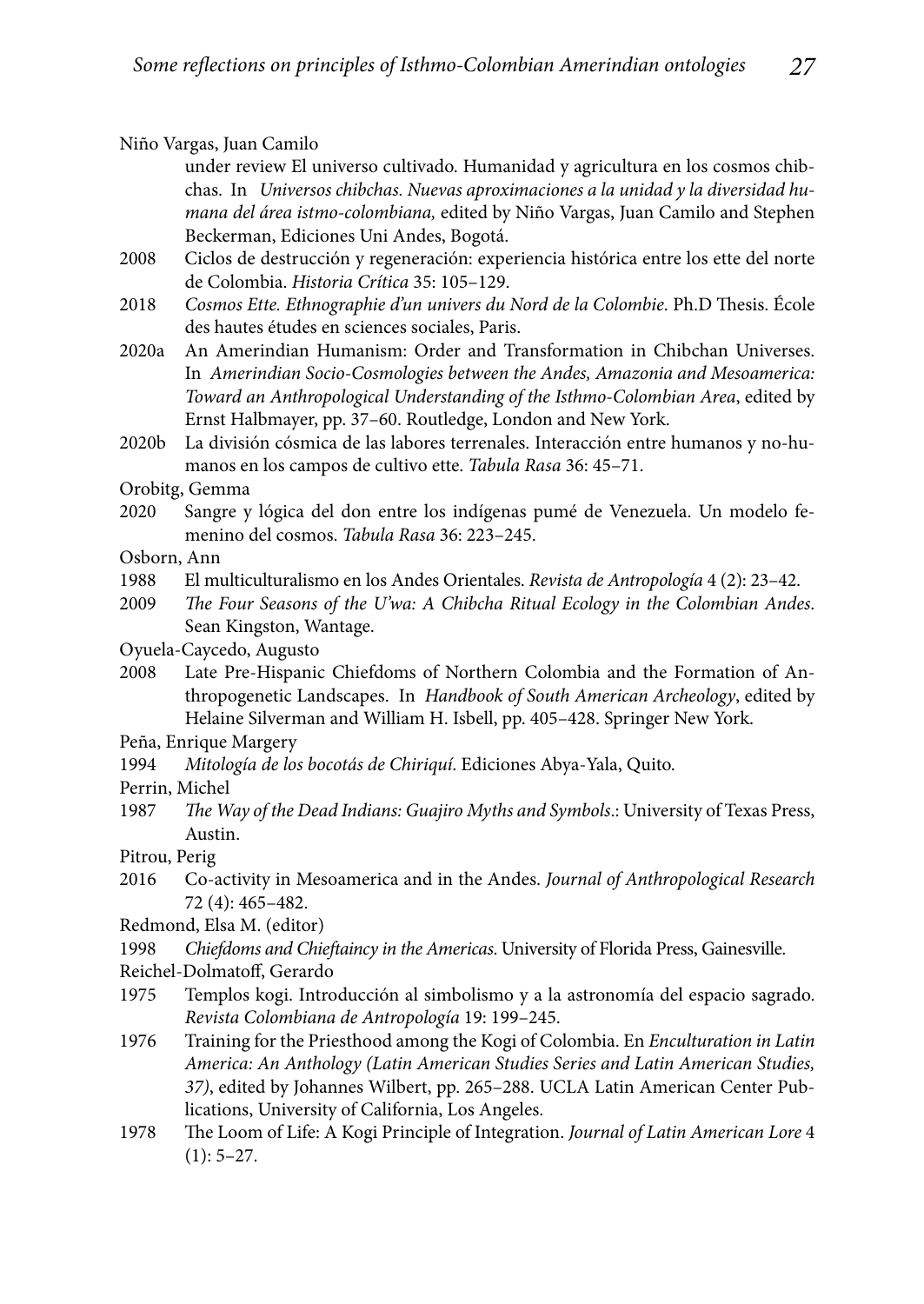Niño Vargas, Juan Camilo

under review El universo cultivado. Humanidad y agricultura en los cosmos chibchas. In *Universos chibchas. Nuevas aproximaciones a la unidad y la diversidad humana del área istmo-colombiana,* edited by Niño Vargas, Juan Camilo and Stephen Beckerman, Ediciones Uni Andes, Bogotá.

2008 Ciclos de destrucción y regeneración: experiencia histórica entre los ette del norte de Colombia. *Historia Crítica* 35: 105–129.

2018 *Cosmos Ette. Ethnographie d'un univers du Nord de la Colombie*. Ph.D Thesis. École des hautes études en sciences sociales, Paris.

2020a An Amerindian Humanism: Order and Transformation in Chibchan Universes. In *Amerindian Socio-Cosmologies between the Andes, Amazonia and Mesoamerica: Toward an Anthropological Understanding of the Isthmo-Colombian Area*, edited by Ernst Halbmayer, pp. 37–60. Routledge, London and New York.

2020b La división cósmica de las labores terrenales. Interacción entre humanos y no-humanos en los campos de cultivo ette. *Tabula Rasa* 36: 45–71.

Orobitg, Gemma

2020 Sangre y lógica del don entre los indígenas pumé de Venezuela. Un modelo femenino del cosmos. *Tabula Rasa* 36: 223–245.

Osborn, Ann

1988 El multiculturalismo en los Andes Orientales. *Revista de Antropología* 4 (2): 23–42.

2009 *The Four Seasons of the U'wa: A Chibcha Ritual Ecology in the Colombian Andes*. Sean Kingston, Wantage.

Oyuela-Caycedo, Augusto

2008 Late Pre-Hispanic Chiefdoms of Northern Colombia and the Formation of Anthropogenetic Landscapes. In *Handbook of South American Archeology*, edited by Helaine Silverman and William H. Isbell, pp. 405–428. Springer New York.

Peña, Enrique Margery

1994 *Mitología de los bocotás de Chiriquí*. Ediciones Abya-Yala, Quito.

Perrin, Michel

1987 *The Way of the Dead Indians: Guajiro Myths and Symbols*.: University of Texas Press, Austin.

Pitrou, Perig

2016 Co-activity in Mesoamerica and in the Andes. *Journal of Anthropological Research* 72 (4): 465–482.

Redmond, Elsa M. (editor)

1998 *Chiefdoms and Chieftaincy in the Americas*. University of Florida Press, Gainesville.

Reichel-Dolmatoff, Gerardo

1975 Templos kogi. Introducción al simbolismo y a la astronomía del espacio sagrado. *Revista Colombiana de Antropología* 19: 199–245.

1976 Training for the Priesthood among the Kogi of Colombia. En *Enculturation in Latin America: An Anthology (Latin American Studies Series and Latin American Studies, 37)*, edited by Johannes Wilbert, pp. 265–288. UCLA Latin American Center Publications, University of California, Los Angeles.

1978 The Loom of Life: A Kogi Principle of Integration. *Journal of Latin American Lore* 4 (1): 5–27.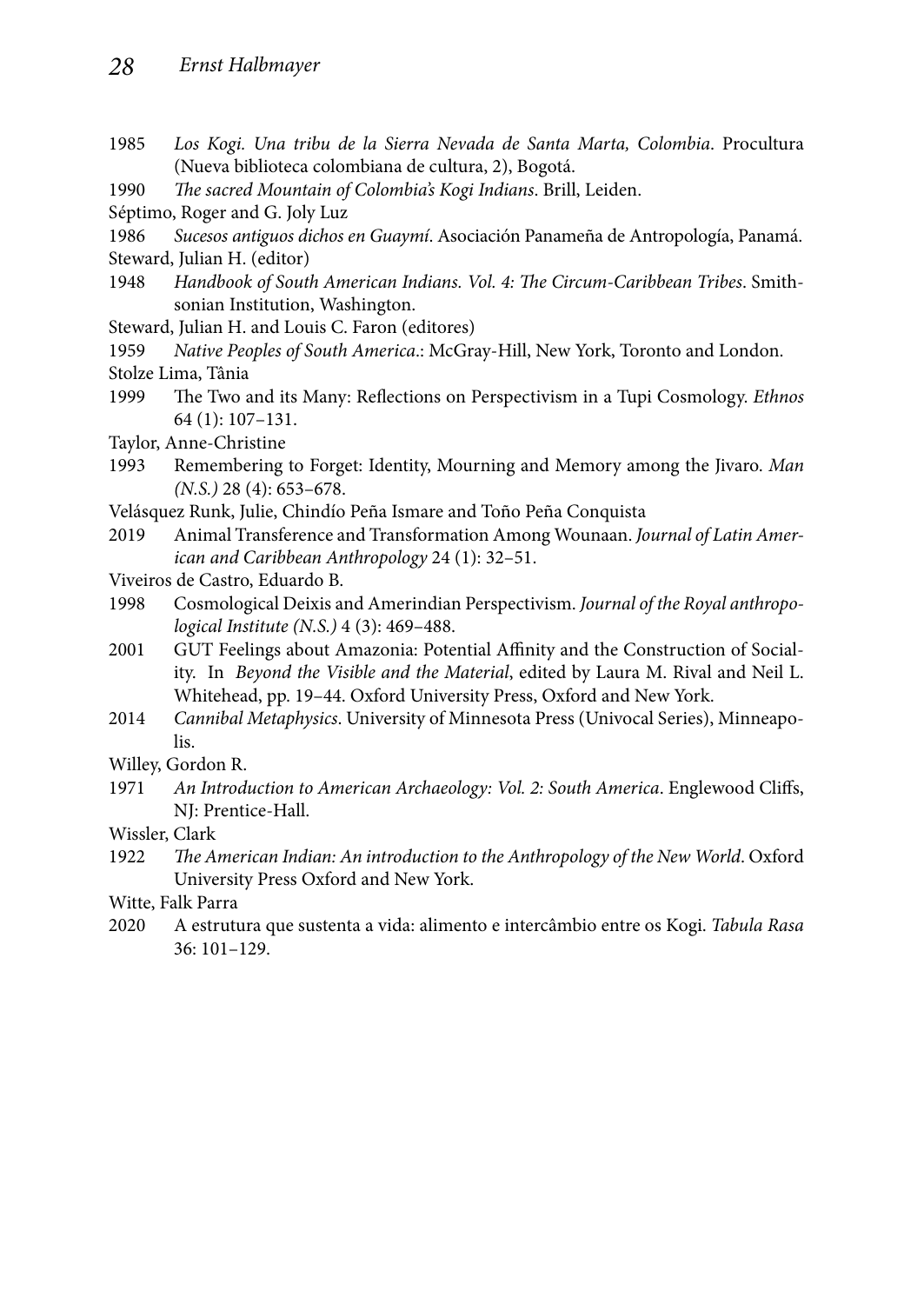1985 *Los Kogi. Una tribu de la Sierra Nevada de Santa Marta, Colombia*. Procultura (Nueva biblioteca colombiana de cultura, 2), Bogotá.

1990 *The sacred Mountain of Colombia's Kogi Indians*. Brill, Leiden.

Séptimo, Roger and G. Joly Luz

1986 *Sucesos antiguos dichos en Guaymí*. Asociación Panameña de Antropología, Panamá.

Steward, Julian H. (editor)

1948 *Handbook of South American Indians. Vol. 4: The Circum-Caribbean Tribes*. Smithsonian Institution, Washington.

Steward, Julian H. and Louis C. Faron (editores)

1959 *Native Peoples of South America*.: McGray-Hill, New York, Toronto and London.

Stolze Lima, Tânia

1999 The Two and its Many: Reflections on Perspectivism in a Tupi Cosmology. *Ethnos* 64 (1): 107–131.

Taylor, Anne-Christine

1993 Remembering to Forget: Identity, Mourning and Memory among the Jivaro. *Man (N.S.)* 28 (4): 653–678.

Velásquez Runk, Julie, Chindío Peña Ismare and Toño Peña Conquista

2019 Animal Transference and Transformation Among Wounaan. *Journal of Latin American and Caribbean Anthropology* 24 (1): 32–51.

Viveiros de Castro, Eduardo B.

1998 Cosmological Deixis and Amerindian Perspectivism. *Journal of the Royal anthropological Institute (N.S.)* 4 (3): 469–488.

2001 GUT Feelings about Amazonia: Potential Affinity and the Construction of Sociality. In *Beyond the Visible and the Material*, edited by Laura M. Rival and Neil L. Whitehead, pp. 19–44. Oxford University Press, Oxford and New York.

2014 *Cannibal Metaphysics*. University of Minnesota Press (Univocal Series), Minneapolis.

Willey, Gordon R.

1971 *An Introduction to American Archaeology: Vol. 2: South America*. Englewood Cliffs, NJ: Prentice-Hall.

Wissler, Clark

1922 *The American Indian: An introduction to the Anthropology of the New World*. Oxford University Press Oxford and New York.

Witte, Falk Parra

2020 A estrutura que sustenta a vida: alimento e intercâmbio entre os Kogi. *Tabula Rasa* 36: 101–129.